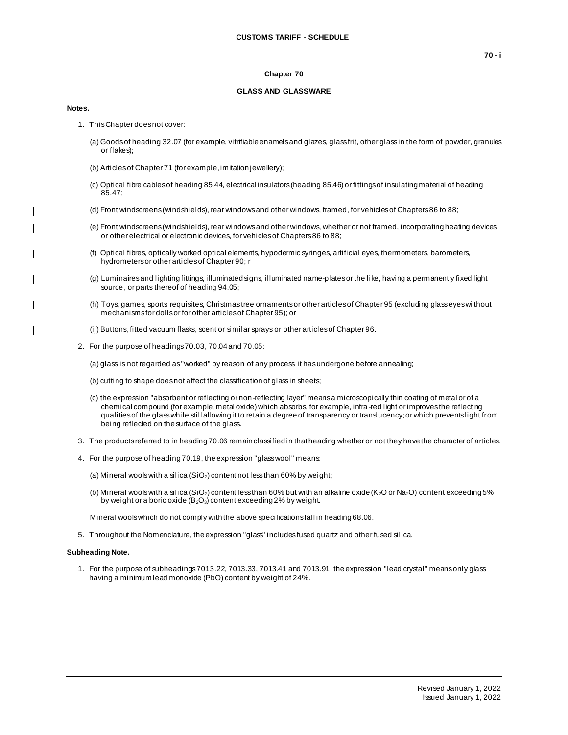## Chapter 70

## GLASS AND GLASSWARE

**Notes.**

1. This Chapter does not cover:

   (a) Goods of heading 32.07 (for example, vitrifiable enamels and glazes, glass frit, other glass in the form of powder, granules or flakes);

   (b) Articles of Chapter 71 (for example, imitation jewellery);

   (c) Optical fibre cables of heading 85.44, electrical insulators (heading 85.46) or fittings of insulating material of heading 85.47;

   (d) Front windscreens (windshields), rear windows and other windows, framed, for vehicles of Chapters 86 to 88;

   (e) Front windscreens (windshields), rear windows and other windows, whether or not framed, incorporating heating devices or other electrical or electronic devices, for vehicles of Chapters 86 to 88;

   (f) Optical fibres, optically worked optical elements, hypodermic syringes, artificial eyes, thermometers, barometers, hydrometers or other articles of Chapter 90; r

   (g) Luminaires and lighting fittings, illuminated signs, illuminated name-plates or the like, having a permanently fixed light source, or parts thereof of heading 94.05;

   (h) Toys, games, sports requisites, Christmas tree ornaments or other articles of Chapter 95 (excluding glass eyes without mechanisms for dolls or for other articles of Chapter 95); or

   (ij) Buttons, fitted vacuum flasks, scent or similar sprays or other articles of Chapter 96.

2. For the purpose of headings 70.03, 70.04 and 70.05:

   (a) glass is not regarded as "worked" by reason of any process it has undergone before annealing;

   (b) cutting to shape does not affect the classification of glass in sheets;

   (c) the expression "absorbent or reflecting or non-reflecting layer" means a microscopically thin coating of metal or of a chemical compound (for example, metal oxide) which absorbs, for example, infra-red light or improves the reflecting qualities of the glass while still allowing it to retain a degree of transparency or translucency; or which prevents light from being reflected on the surface of the glass.

3. The products referred to in heading 70.06 remain classified in that heading whether or not they have the character of articles.

4. For the purpose of heading 70.19, the expression "glass wool" means:

   (a) Mineral wools with a silica ($SiO_2$) content not less than 60% by weight;

   (b) Mineral wools with a silica ($SiO_2$) content less than 60% but with an alkaline oxide ($K_2O$ or $Na_2O$) content exceeding 5% by weight or a boric oxide ($B_2O_3$) content exceeding 2% by weight.

   Mineral wools which do not comply with the above specifications fall in heading 68.06.

5. Throughout the Nomenclature, the expression "glass" includes fused quartz and other fused silica.

**Subheading Note.**

1. For the purpose of subheadings 7013.22, 7013.33, 7013.41 and 7013.91, the expression "lead crystal" means only glass having a minimum lead monoxide (PbO) content by weight of 24%.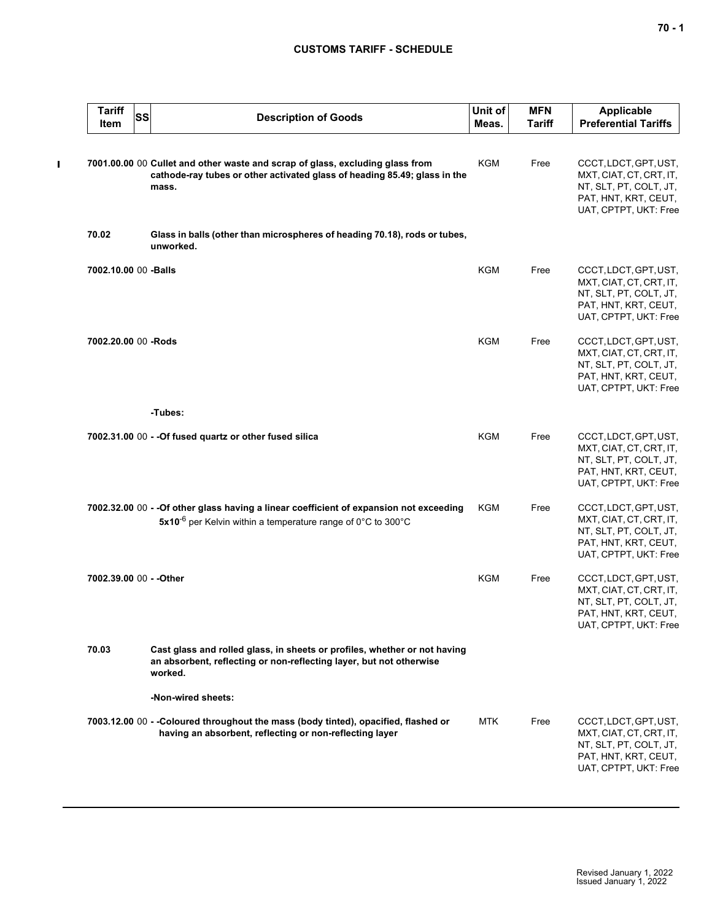| Tariff Item | SS | Description of Goods | Unit of Meas. | MFN Tariff | Applicable Preferential Tariffs |
|---|---|---|---|---|---|
| 7001.00.00 | 00 | **Cullet and other waste and scrap of glass, excluding glass from cathode-ray tubes or other activated glass of heading 85.49; glass in the mass.** | KGM | Free | CCCT, LDCT, GPT, UST, MXT, CIAT, CT, CRT, IT, NT, SLT, PT, COLT, JT, PAT, HNT, KRT, CEUT, UAT, CPTPT, UKT: Free |
| 70.02 | | **Glass in balls (other than microspheres of heading 70.18), rods or tubes, unworked.** | | | |
| 7002.10.00 | 00 | **-Balls** | KGM | Free | CCCT, LDCT, GPT, UST, MXT, CIAT, CT, CRT, IT, NT, SLT, PT, COLT, JT, PAT, HNT, KRT, CEUT, UAT, CPTPT, UKT: Free |
| 7002.20.00 | 00 | **-Rods** | KGM | Free | CCCT, LDCT, GPT, UST, MXT, CIAT, CT, CRT, IT, NT, SLT, PT, COLT, JT, PAT, HNT, KRT, CEUT, UAT, CPTPT, UKT: Free |
| | | **-Tubes:** | | | |
| 7002.31.00 | 00 | **- -Of fused quartz or other fused silica** | KGM | Free | CCCT, LDCT, GPT, UST, MXT, CIAT, CT, CRT, IT, NT, SLT, PT, COLT, JT, PAT, HNT, KRT, CEUT, UAT, CPTPT, UKT: Free |
| 7002.32.00 | 00 | **- -Of other glass having a linear coefficient of expansion not exceeding 5x10$^{-6}$** per Kelvin within a temperature range of 0°C to 300°C | KGM | Free | CCCT, LDCT, GPT, UST, MXT, CIAT, CT, CRT, IT, NT, SLT, PT, COLT, JT, PAT, HNT, KRT, CEUT, UAT, CPTPT, UKT: Free |
| 7002.39.00 | 00 | **- -Other** | KGM | Free | CCCT, LDCT, GPT, UST, MXT, CIAT, CT, CRT, IT, NT, SLT, PT, COLT, JT, PAT, HNT, KRT, CEUT, UAT, CPTPT, UKT: Free |
| 70.03 | | **Cast glass and rolled glass, in sheets or profiles, whether or not having an absorbent, reflecting or non-reflecting layer, but not otherwise worked.** | | | |
| | | **-Non-wired sheets:** | | | |
| 7003.12.00 | 00 | **- -Coloured throughout the mass (body tinted), opacified, flashed or having an absorbent, reflecting or non-reflecting layer** | MTK | Free | CCCT, LDCT, GPT, UST, MXT, CIAT, CT, CRT, IT, NT, SLT, PT, COLT, JT, PAT, HNT, KRT, CEUT, UAT, CPTPT, UKT: Free |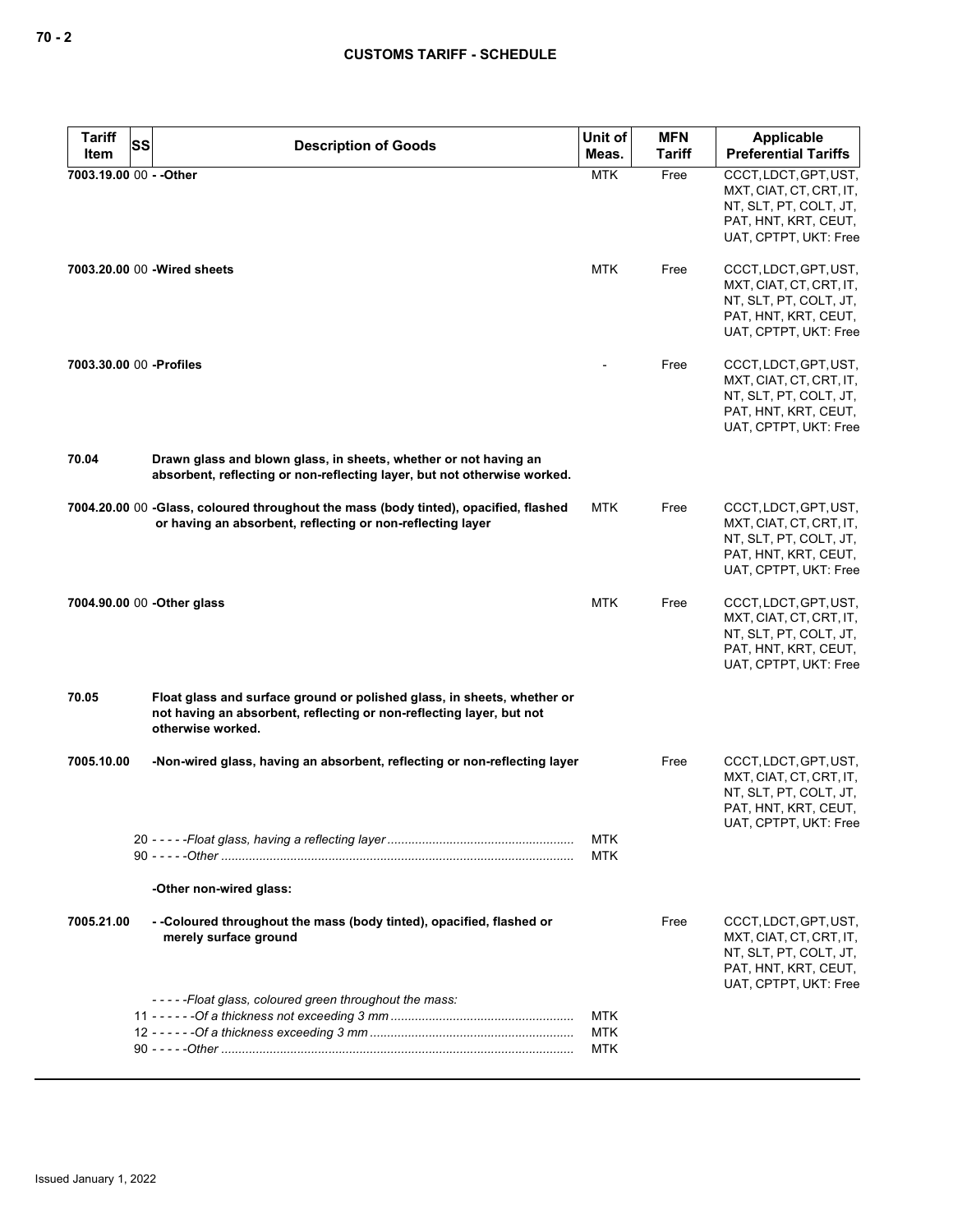| Tariff Item | SS | Description of Goods | Unit of Meas. | MFN Tariff | Applicable Preferential Tariffs |
|---|---|---|---|---|---|
| 7003.19.00 | 00 | - -Other | MTK | Free | CCCT, LDCT, GPT, UST, MXT, CIAT, CT, CRT, IT, NT, SLT, PT, COLT, JT, PAT, HNT, KRT, CEUT, UAT, CPTPT, UKT: Free |
| 7003.20.00 | 00 | -Wired sheets | MTK | Free | CCCT, LDCT, GPT, UST, MXT, CIAT, CT, CRT, IT, NT, SLT, PT, COLT, JT, PAT, HNT, KRT, CEUT, UAT, CPTPT, UKT: Free |
| 7003.30.00 | 00 | -Profiles | - | Free | CCCT, LDCT, GPT, UST, MXT, CIAT, CT, CRT, IT, NT, SLT, PT, COLT, JT, PAT, HNT, KRT, CEUT, UAT, CPTPT, UKT: Free |
| 70.04 | | **Drawn glass and blown glass, in sheets, whether or not having an absorbent, reflecting or non-reflecting layer, but not otherwise worked.** | | | |
| 7004.20.00 | 00 | -Glass, coloured throughout the mass (body tinted), opacified, flashed or having an absorbent, reflecting or non-reflecting layer | MTK | Free | CCCT, LDCT, GPT, UST, MXT, CIAT, CT, CRT, IT, NT, SLT, PT, COLT, JT, PAT, HNT, KRT, CEUT, UAT, CPTPT, UKT: Free |
| 7004.90.00 | 00 | -Other glass | MTK | Free | CCCT, LDCT, GPT, UST, MXT, CIAT, CT, CRT, IT, NT, SLT, PT, COLT, JT, PAT, HNT, KRT, CEUT, UAT, CPTPT, UKT: Free |
| 70.05 | | **Float glass and surface ground or polished glass, in sheets, whether or not having an absorbent, reflecting or non-reflecting layer, but not otherwise worked.** | | | |
| 7005.10.00 | | -Non-wired glass, having an absorbent, reflecting or non-reflecting layer | | Free | CCCT, LDCT, GPT, UST, MXT, CIAT, CT, CRT, IT, NT, SLT, PT, COLT, JT, PAT, HNT, KRT, CEUT, UAT, CPTPT, UKT: Free |
| | | 20 - - - - -*Float glass, having a reflecting layer* | MTK | | |
| | | 90 - - - - -*Other* | MTK | | |
| | | -Other non-wired glass: | | | |
| 7005.21.00 | | - -Coloured throughout the mass (body tinted), opacified, flashed or merely surface ground | | Free | CCCT, LDCT, GPT, UST, MXT, CIAT, CT, CRT, IT, NT, SLT, PT, COLT, JT, PAT, HNT, KRT, CEUT, UAT, CPTPT, UKT: Free |
| | | - - - - -*Float glass, coloured green throughout the mass:* | | | |
| | | 11 - - - - - -*Of a thickness not exceeding 3 mm* | MTK | | |
| | | 12 - - - - - -*Of a thickness exceeding 3 mm* | MTK | | |
| | | 90 - - - - -*Other* | MTK | | |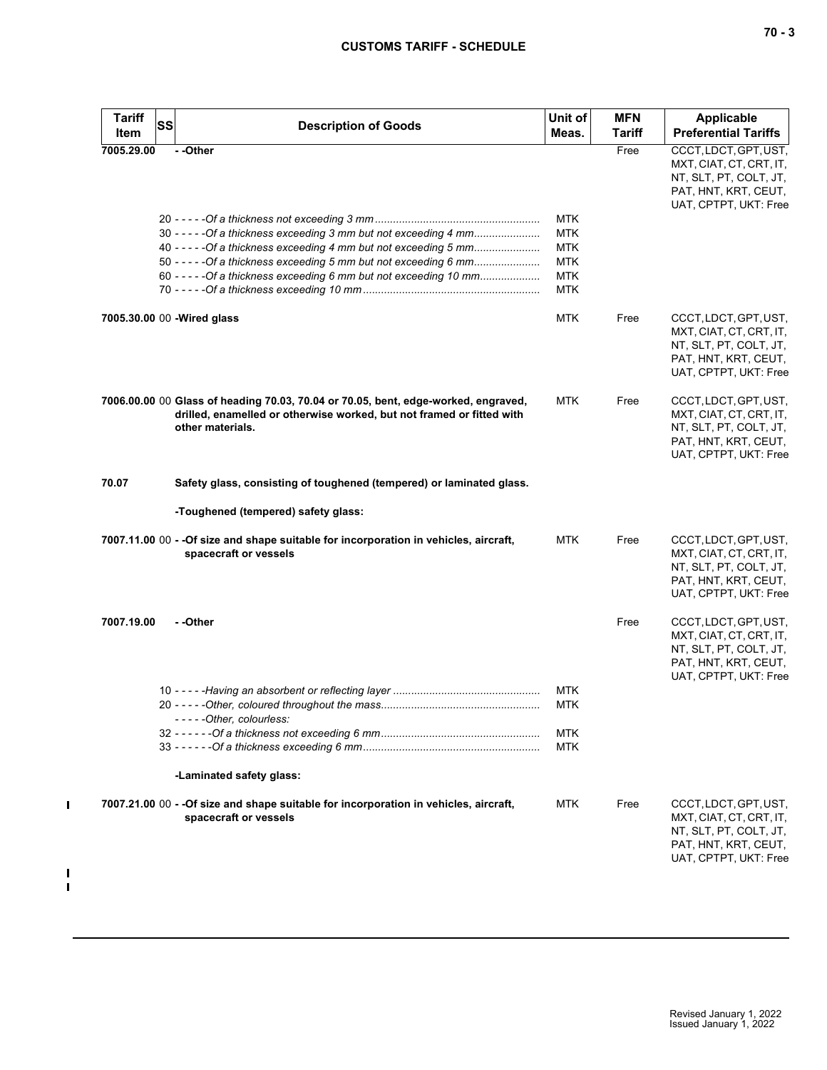| Tariff Item | SS | Description of Goods | Unit of Meas. | MFN Tariff | Applicable Preferential Tariffs |
|---|---|---|---|---|---|
| 7005.29.00 | | - -Other | | Free | CCCT, LDCT, GPT, UST, MXT, CIAT, CT, CRT, IT, NT, SLT, PT, COLT, JT, PAT, HNT, KRT, CEUT, UAT, CPTPT, UKT: Free |
| | | 20 - - - - -*Of a thickness not exceeding 3 mm* | MTK | | |
| | | 30 - - - - -*Of a thickness exceeding 3 mm but not exceeding 4 mm* | MTK | | |
| | | 40 - - - - -*Of a thickness exceeding 4 mm but not exceeding 5 mm* | MTK | | |
| | | 50 - - - - -*Of a thickness exceeding 5 mm but not exceeding 6 mm* | MTK | | |
| | | 60 - - - - -*Of a thickness exceeding 6 mm but not exceeding 10 mm* | MTK | | |
| | | 70 - - - - -*Of a thickness exceeding 10 mm* | MTK | | |
| 7005.30.00 | 00 | **-Wired glass** | MTK | Free | CCCT, LDCT, GPT, UST, MXT, CIAT, CT, CRT, IT, NT, SLT, PT, COLT, JT, PAT, HNT, KRT, CEUT, UAT, CPTPT, UKT: Free |
| 7006.00.00 | 00 | **Glass of heading 70.03, 70.04 or 70.05, bent, edge-worked, engraved, drilled, enamelled or otherwise worked, but not framed or fitted with other materials.** | MTK | Free | CCCT, LDCT, GPT, UST, MXT, CIAT, CT, CRT, IT, NT, SLT, PT, COLT, JT, PAT, HNT, KRT, CEUT, UAT, CPTPT, UKT: Free |
| 70.07 | | **Safety glass, consisting of toughened (tempered) or laminated glass.** | | | |
| | | **-Toughened (tempered) safety glass:** | | | |
| 7007.11.00 | 00 | **- -Of size and shape suitable for incorporation in vehicles, aircraft, spacecraft or vessels** | MTK | Free | CCCT, LDCT, GPT, UST, MXT, CIAT, CT, CRT, IT, NT, SLT, PT, COLT, JT, PAT, HNT, KRT, CEUT, UAT, CPTPT, UKT: Free |
| 7007.19.00 | | **- -Other** | | Free | CCCT, LDCT, GPT, UST, MXT, CIAT, CT, CRT, IT, NT, SLT, PT, COLT, JT, PAT, HNT, KRT, CEUT, UAT, CPTPT, UKT: Free |
| | | 10 - - - - -*Having an absorbent or reflecting layer* | MTK | | |
| | | 20 - - - - -*Other, coloured throughout the mass* | MTK | | |
| | | - - - - -*Other, colourless:* | | | |
| | | 32 - - - - - -*Of a thickness not exceeding 6 mm* | MTK | | |
| | | 33 - - - - - -*Of a thickness exceeding 6 mm* | MTK | | |
| | | **-Laminated safety glass:** | | | |
| 7007.21.00 | 00 | **- -Of size and shape suitable for incorporation in vehicles, aircraft, spacecraft or vessels** | MTK | Free | CCCT, LDCT, GPT, UST, MXT, CIAT, CT, CRT, IT, NT, SLT, PT, COLT, JT, PAT, HNT, KRT, CEUT, UAT, CPTPT, UKT: Free |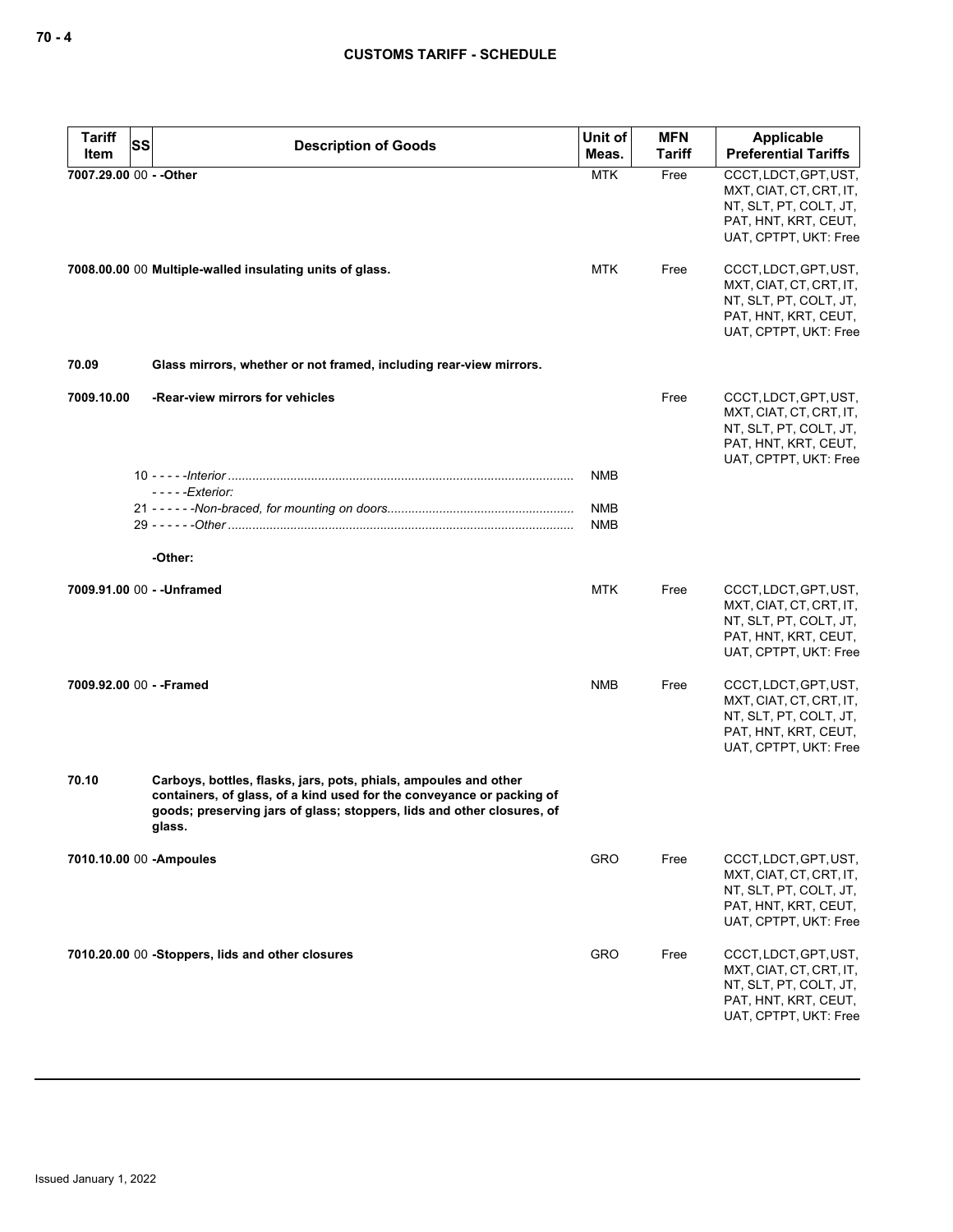| Tariff Item | SS | Description of Goods | Unit of Meas. | MFN Tariff | Applicable Preferential Tariffs |
|---|---|---|---|---|---|
| 7007.29.00 | 00 | - -Other | MTK | Free | CCCT, LDCT, GPT, UST, MXT, CIAT, CT, CRT, IT, NT, SLT, PT, COLT, JT, PAT, HNT, KRT, CEUT, UAT, CPTPT, UKT: Free |
| 7008.00.00 | 00 | **Multiple-walled insulating units of glass.** | MTK | Free | CCCT, LDCT, GPT, UST, MXT, CIAT, CT, CRT, IT, NT, SLT, PT, COLT, JT, PAT, HNT, KRT, CEUT, UAT, CPTPT, UKT: Free |
| 70.09 | | **Glass mirrors, whether or not framed, including rear-view mirrors.** | | | |
| 7009.10.00 | | -Rear-view mirrors for vehicles | | Free | CCCT, LDCT, GPT, UST, MXT, CIAT, CT, CRT, IT, NT, SLT, PT, COLT, JT, PAT, HNT, KRT, CEUT, UAT, CPTPT, UKT: Free |
| | 10 | - - - - -*Interior* | NMB | | |
| | | - - - - -*Exterior:* | | | |
| | 21 | - - - - - -*Non-braced, for mounting on doors* | NMB | | |
| | 29 | - - - - - -*Other* | NMB | | |
| | | -Other: | | | |
| 7009.91.00 | 00 | - -Unframed | MTK | Free | CCCT, LDCT, GPT, UST, MXT, CIAT, CT, CRT, IT, NT, SLT, PT, COLT, JT, PAT, HNT, KRT, CEUT, UAT, CPTPT, UKT: Free |
| 7009.92.00 | 00 | - -Framed | NMB | Free | CCCT, LDCT, GPT, UST, MXT, CIAT, CT, CRT, IT, NT, SLT, PT, COLT, JT, PAT, HNT, KRT, CEUT, UAT, CPTPT, UKT: Free |
| 70.10 | | **Carboys, bottles, flasks, jars, pots, phials, ampoules and other containers, of glass, of a kind used for the conveyance or packing of goods; preserving jars of glass; stoppers, lids and other closures, of glass.** | | | |
| 7010.10.00 | 00 | -Ampoules | GRO | Free | CCCT, LDCT, GPT, UST, MXT, CIAT, CT, CRT, IT, NT, SLT, PT, COLT, JT, PAT, HNT, KRT, CEUT, UAT, CPTPT, UKT: Free |
| 7010.20.00 | 00 | -Stoppers, lids and other closures | GRO | Free | CCCT, LDCT, GPT, UST, MXT, CIAT, CT, CRT, IT, NT, SLT, PT, COLT, JT, PAT, HNT, KRT, CEUT, UAT, CPTPT, UKT: Free |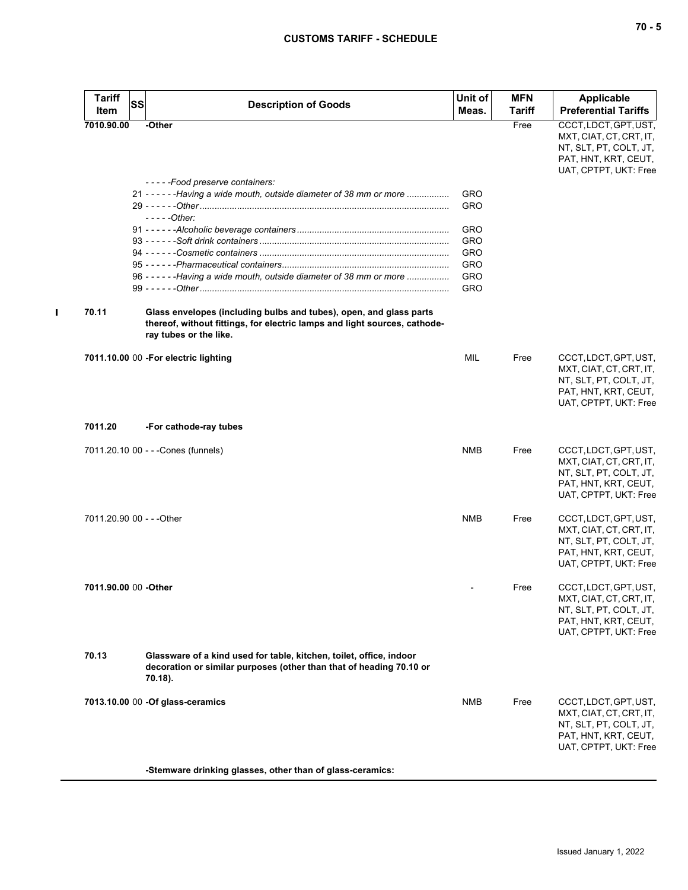| Tariff Item | SS | Description of Goods | Unit of Meas. | MFN Tariff | Applicable Preferential Tariffs |
|---|---|---|---|---|---|
| 7010.90.00 | | -Other | | Free | CCCT, LDCT, GPT, UST, MXT, CIAT, CT, CRT, IT, NT, SLT, PT, COLT, JT, PAT, HNT, KRT, CEUT, UAT, CPTPT, UKT: Free |
| | | - - - - -*Food preserve containers:* | | | |
| | 21 | - - - - - -*Having a wide mouth, outside diameter of 38 mm or more* | GRO | | |
| | 29 | - - - - - -*Other* | GRO | | |
| | | - - - - -*Other:* | | | |
| | 91 | - - - - - -*Alcoholic beverage containers* | GRO | | |
| | 93 | - - - - - -*Soft drink containers* | GRO | | |
| | 94 | - - - - - -*Cosmetic containers* | GRO | | |
| | 95 | - - - - - -*Pharmaceutical containers* | GRO | | |
| | 96 | - - - - - -*Having a wide mouth, outside diameter of 38 mm or more* | GRO | | |
| | 99 | - - - - - -*Other* | GRO | | |
| 70.11 | | **Glass envelopes (including bulbs and tubes), open, and glass parts thereof, without fittings, for electric lamps and light sources, cathode-ray tubes or the like.** | | | |
| 7011.10.00 | 00 | **-For electric lighting** | MIL | Free | CCCT, LDCT, GPT, UST, MXT, CIAT, CT, CRT, IT, NT, SLT, PT, COLT, JT, PAT, HNT, KRT, CEUT, UAT, CPTPT, UKT: Free |
| 7011.20 | | **-For cathode-ray tubes** | | | |
| 7011.20.10 | 00 | - - -Cones (funnels) | NMB | Free | CCCT, LDCT, GPT, UST, MXT, CIAT, CT, CRT, IT, NT, SLT, PT, COLT, JT, PAT, HNT, KRT, CEUT, UAT, CPTPT, UKT: Free |
| 7011.20.90 | 00 | - - -Other | NMB | Free | CCCT, LDCT, GPT, UST, MXT, CIAT, CT, CRT, IT, NT, SLT, PT, COLT, JT, PAT, HNT, KRT, CEUT, UAT, CPTPT, UKT: Free |
| 7011.90.00 | 00 | **-Other** | - | Free | CCCT, LDCT, GPT, UST, MXT, CIAT, CT, CRT, IT, NT, SLT, PT, COLT, JT, PAT, HNT, KRT, CEUT, UAT, CPTPT, UKT: Free |
| 70.13 | | **Glassware of a kind used for table, kitchen, toilet, office, indoor decoration or similar purposes (other than that of heading 70.10 or 70.18).** | | | |
| 7013.10.00 | 00 | **-Of glass-ceramics** | NMB | Free | CCCT, LDCT, GPT, UST, MXT, CIAT, CT, CRT, IT, NT, SLT, PT, COLT, JT, PAT, HNT, KRT, CEUT, UAT, CPTPT, UKT: Free |
| | | **-Stemware drinking glasses, other than of glass-ceramics:** | | | |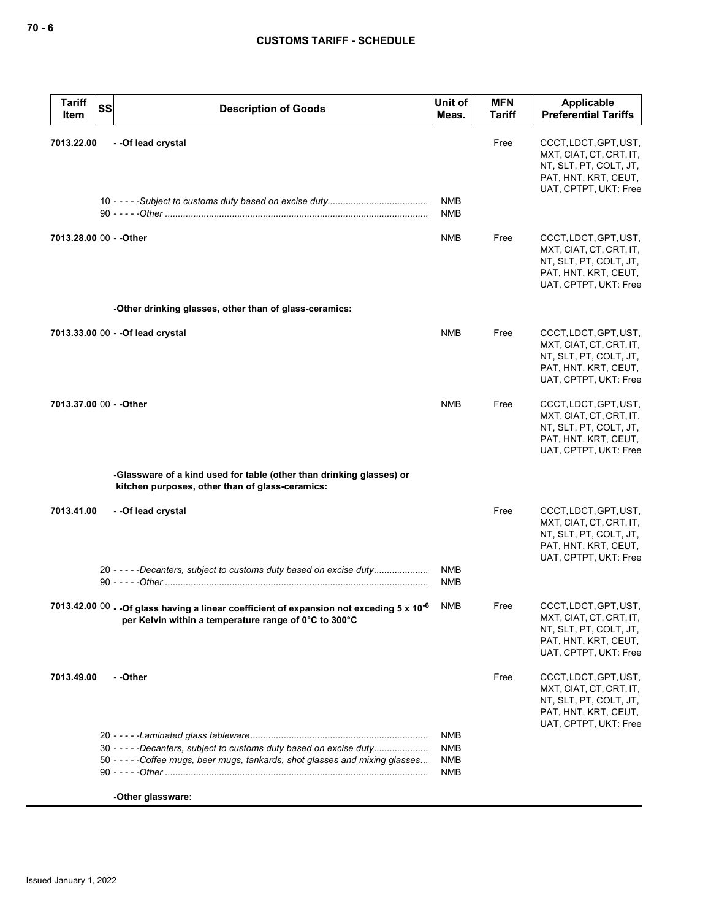| Tariff Item | SS | Description of Goods | Unit of Meas. | MFN Tariff | Applicable Preferential Tariffs |
|---|---|---|---|---|---|
| 7013.22.00 | | - -Of lead crystal | | Free | CCCT, LDCT, GPT, UST, MXT, CIAT, CT, CRT, IT, NT, SLT, PT, COLT, JT, PAT, HNT, KRT, CEUT, UAT, CPTPT, UKT: Free |
| | | 10 - - - - -*Subject to customs duty based on excise duty* | NMB | | |
| | | 90 - - - - -*Other* | NMB | | |
| 7013.28.00 | 00 | - -Other | NMB | Free | CCCT, LDCT, GPT, UST, MXT, CIAT, CT, CRT, IT, NT, SLT, PT, COLT, JT, PAT, HNT, KRT, CEUT, UAT, CPTPT, UKT: Free |
| | | -Other drinking glasses, other than of glass-ceramics: | | | |
| 7013.33.00 | 00 | - -Of lead crystal | NMB | Free | CCCT, LDCT, GPT, UST, MXT, CIAT, CT, CRT, IT, NT, SLT, PT, COLT, JT, PAT, HNT, KRT, CEUT, UAT, CPTPT, UKT: Free |
| 7013.37.00 | 00 | - -Other | NMB | Free | CCCT, LDCT, GPT, UST, MXT, CIAT, CT, CRT, IT, NT, SLT, PT, COLT, JT, PAT, HNT, KRT, CEUT, UAT, CPTPT, UKT: Free |
| | | -Glassware of a kind used for table (other than drinking glasses) or kitchen purposes, other than of glass-ceramics: | | | |
| 7013.41.00 | | - -Of lead crystal | | Free | CCCT, LDCT, GPT, UST, MXT, CIAT, CT, CRT, IT, NT, SLT, PT, COLT, JT, PAT, HNT, KRT, CEUT, UAT, CPTPT, UKT: Free |
| | | 20 - - - - -*Decanters, subject to customs duty based on excise duty* | NMB | | |
| | | 90 - - - - -*Other* | NMB | | |
| 7013.42.00 | 00 | - -Of glass having a linear coefficient of expansion not exceding $5 \times 10^{-6}$ per Kelvin within a temperature range of 0°C to 300°C | NMB | Free | CCCT, LDCT, GPT, UST, MXT, CIAT, CT, CRT, IT, NT, SLT, PT, COLT, JT, PAT, HNT, KRT, CEUT, UAT, CPTPT, UKT: Free |
| 7013.49.00 | | - -Other | | Free | CCCT, LDCT, GPT, UST, MXT, CIAT, CT, CRT, IT, NT, SLT, PT, COLT, JT, PAT, HNT, KRT, CEUT, UAT, CPTPT, UKT: Free |
| | | 20 - - - - -*Laminated glass tableware* | NMB | | |
| | | 30 - - - - -*Decanters, subject to customs duty based on excise duty* | NMB | | |
| | | 50 - - - - -*Coffee mugs, beer mugs, tankards, shot glasses and mixing glasses* | NMB | | |
| | | 90 - - - - -*Other* | NMB | | |
| | | -Other glassware: | | | |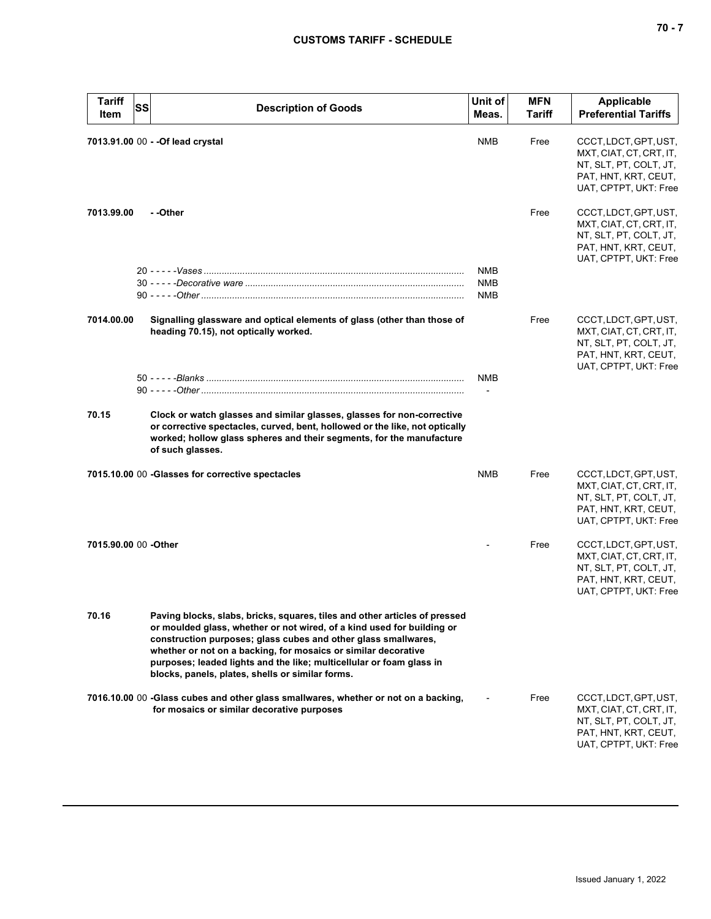| Tariff Item | SS | Description of Goods | Unit of Meas. | MFN Tariff | Applicable Preferential Tariffs |
|---|---|---|---|---|---|
| 7013.91.00 | 00 | **- -Of lead crystal** | NMB | Free | CCCT, LDCT, GPT, UST, MXT, CIAT, CT, CRT, IT, NT, SLT, PT, COLT, JT, PAT, HNT, KRT, CEUT, UAT, CPTPT, UKT: Free |
| 7013.99.00 | | **- -Other** | | Free | CCCT, LDCT, GPT, UST, MXT, CIAT, CT, CRT, IT, NT, SLT, PT, COLT, JT, PAT, HNT, KRT, CEUT, UAT, CPTPT, UKT: Free |
| | 20 | - - - - -*Vases* | NMB | | |
| | 30 | - - - - -*Decorative ware* | NMB | | |
| | 90 | - - - - -*Other* | NMB | | |
| 7014.00.00 | | **Signalling glassware and optical elements of glass (other than those of heading 70.15), not optically worked.** | | Free | CCCT, LDCT, GPT, UST, MXT, CIAT, CT, CRT, IT, NT, SLT, PT, COLT, JT, PAT, HNT, KRT, CEUT, UAT, CPTPT, UKT: Free |
| | 50 | - - - - -*Blanks* | NMB | | |
| | 90 | - - - - -*Other* | - | | |
| 70.15 | | **Clock or watch glasses and similar glasses, glasses for non-corrective or corrective spectacles, curved, bent, hollowed or the like, not optically worked; hollow glass spheres and their segments, for the manufacture of such glasses.** | | | |
| 7015.10.00 | 00 | **-Glasses for corrective spectacles** | NMB | Free | CCCT, LDCT, GPT, UST, MXT, CIAT, CT, CRT, IT, NT, SLT, PT, COLT, JT, PAT, HNT, KRT, CEUT, UAT, CPTPT, UKT: Free |
| 7015.90.00 | 00 | **-Other** | - | Free | CCCT, LDCT, GPT, UST, MXT, CIAT, CT, CRT, IT, NT, SLT, PT, COLT, JT, PAT, HNT, KRT, CEUT, UAT, CPTPT, UKT: Free |
| 70.16 | | **Paving blocks, slabs, bricks, squares, tiles and other articles of pressed or moulded glass, whether or not wired, of a kind used for building or construction purposes; glass cubes and other glass smallwares, whether or not on a backing, for mosaics or similar decorative purposes; leaded lights and the like; multicellular or foam glass in blocks, panels, plates, shells or similar forms.** | | | |
| 7016.10.00 | 00 | **-Glass cubes and other glass smallwares, whether or not on a backing, for mosaics or similar decorative purposes** | - | Free | CCCT, LDCT, GPT, UST, MXT, CIAT, CT, CRT, IT, NT, SLT, PT, COLT, JT, PAT, HNT, KRT, CEUT, UAT, CPTPT, UKT: Free |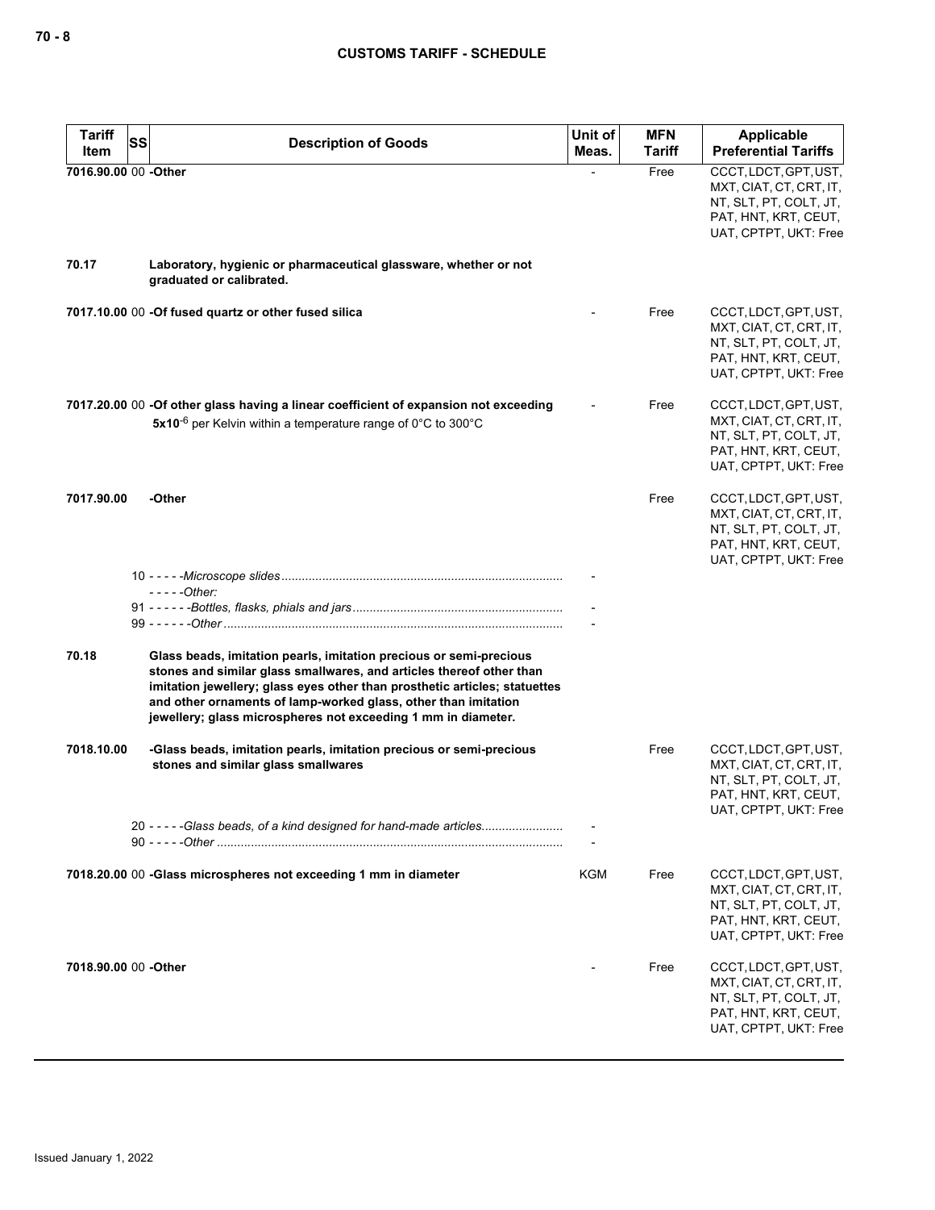| Tariff Item | SS | Description of Goods | Unit of Meas. | MFN Tariff | Applicable Preferential Tariffs |
|---|---|---|---|---|---|
| 7016.90.00 | 00 | **-Other** | - | Free | CCCT, LDCT, GPT, UST, MXT, CIAT, CT, CRT, IT, NT, SLT, PT, COLT, JT, PAT, HNT, KRT, CEUT, UAT, CPTPT, UKT: Free |
| **70.17** | | **Laboratory, hygienic or pharmaceutical glassware, whether or not graduated or calibrated.** | | | |
| 7017.10.00 | 00 | **-Of fused quartz or other fused silica** | - | Free | CCCT, LDCT, GPT, UST, MXT, CIAT, CT, CRT, IT, NT, SLT, PT, COLT, JT, PAT, HNT, KRT, CEUT, UAT, CPTPT, UKT: Free |
| 7017.20.00 | 00 | **-Of other glass having a linear coefficient of expansion not exceeding $5x10^{-6}$** per Kelvin within a temperature range of 0°C to 300°C | - | Free | CCCT, LDCT, GPT, UST, MXT, CIAT, CT, CRT, IT, NT, SLT, PT, COLT, JT, PAT, HNT, KRT, CEUT, UAT, CPTPT, UKT: Free |
| 7017.90.00 | | **-Other** | | Free | CCCT, LDCT, GPT, UST, MXT, CIAT, CT, CRT, IT, NT, SLT, PT, COLT, JT, PAT, HNT, KRT, CEUT, UAT, CPTPT, UKT: Free |
| | 10 | - - - - -*Microscope slides* | - | | |
| | | - - - - -*Other:* | | | |
| | 91 | - - - - - -*Bottles, flasks, phials and jars* | - | | |
| | 99 | - - - - - -*Other* | - | | |
| **70.18** | | **Glass beads, imitation pearls, imitation precious or semi-precious stones and similar glass smallwares, and articles thereof other than imitation jewellery; glass eyes other than prosthetic articles; statuettes and other ornaments of lamp-worked glass, other than imitation jewellery; glass microspheres not exceeding 1 mm in diameter.** | | | |
| 7018.10.00 | | **-Glass beads, imitation pearls, imitation precious or semi-precious stones and similar glass smallwares** | | Free | CCCT, LDCT, GPT, UST, MXT, CIAT, CT, CRT, IT, NT, SLT, PT, COLT, JT, PAT, HNT, KRT, CEUT, UAT, CPTPT, UKT: Free |
| | 20 | - - - - -*Glass beads, of a kind designed for hand-made articles* | - | | |
| | 90 | - - - - -*Other* | - | | |
| 7018.20.00 | 00 | **-Glass microspheres not exceeding 1 mm in diameter** | KGM | Free | CCCT, LDCT, GPT, UST, MXT, CIAT, CT, CRT, IT, NT, SLT, PT, COLT, JT, PAT, HNT, KRT, CEUT, UAT, CPTPT, UKT: Free |
| 7018.90.00 | 00 | **-Other** | - | Free | CCCT, LDCT, GPT, UST, MXT, CIAT, CT, CRT, IT, NT, SLT, PT, COLT, JT, PAT, HNT, KRT, CEUT, UAT, CPTPT, UKT: Free |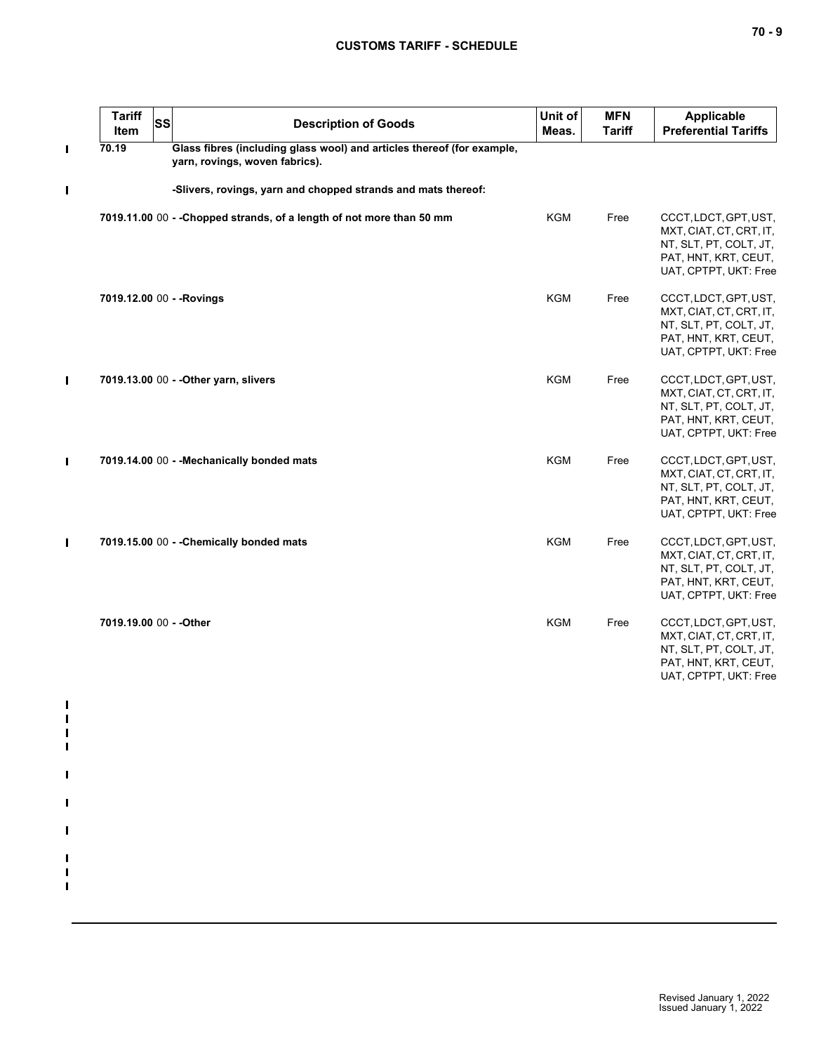| Tariff Item | SS | Description of Goods | Unit of Meas. | MFN Tariff | Applicable Preferential Tariffs |
|---|---|---|---|---|---|
| 70.19 | | **Glass fibres (including glass wool) and articles thereof (for example, yarn, rovings, woven fabrics).** | | | |
| | | **-Slivers, rovings, yarn and chopped strands and mats thereof:** | | | |
| 7019.11.00 | 00 | **- -Chopped strands, of a length of not more than 50 mm** | KGM | Free | CCCT, LDCT, GPT, UST, MXT, CIAT, CT, CRT, IT, NT, SLT, PT, COLT, JT, PAT, HNT, KRT, CEUT, UAT, CPTPT, UKT: Free |
| 7019.12.00 | 00 | **- -Rovings** | KGM | Free | CCCT, LDCT, GPT, UST, MXT, CIAT, CT, CRT, IT, NT, SLT, PT, COLT, JT, PAT, HNT, KRT, CEUT, UAT, CPTPT, UKT: Free |
| 7019.13.00 | 00 | **- -Other yarn, slivers** | KGM | Free | CCCT, LDCT, GPT, UST, MXT, CIAT, CT, CRT, IT, NT, SLT, PT, COLT, JT, PAT, HNT, KRT, CEUT, UAT, CPTPT, UKT: Free |
| 7019.14.00 | 00 | **- -Mechanically bonded mats** | KGM | Free | CCCT, LDCT, GPT, UST, MXT, CIAT, CT, CRT, IT, NT, SLT, PT, COLT, JT, PAT, HNT, KRT, CEUT, UAT, CPTPT, UKT: Free |
| 7019.15.00 | 00 | **- -Chemically bonded mats** | KGM | Free | CCCT, LDCT, GPT, UST, MXT, CIAT, CT, CRT, IT, NT, SLT, PT, COLT, JT, PAT, HNT, KRT, CEUT, UAT, CPTPT, UKT: Free |
| 7019.19.00 | 00 | **- -Other** | KGM | Free | CCCT, LDCT, GPT, UST, MXT, CIAT, CT, CRT, IT, NT, SLT, PT, COLT, JT, PAT, HNT, KRT, CEUT, UAT, CPTPT, UKT: Free |

Revised January 1, 2022
Issued January 1, 2022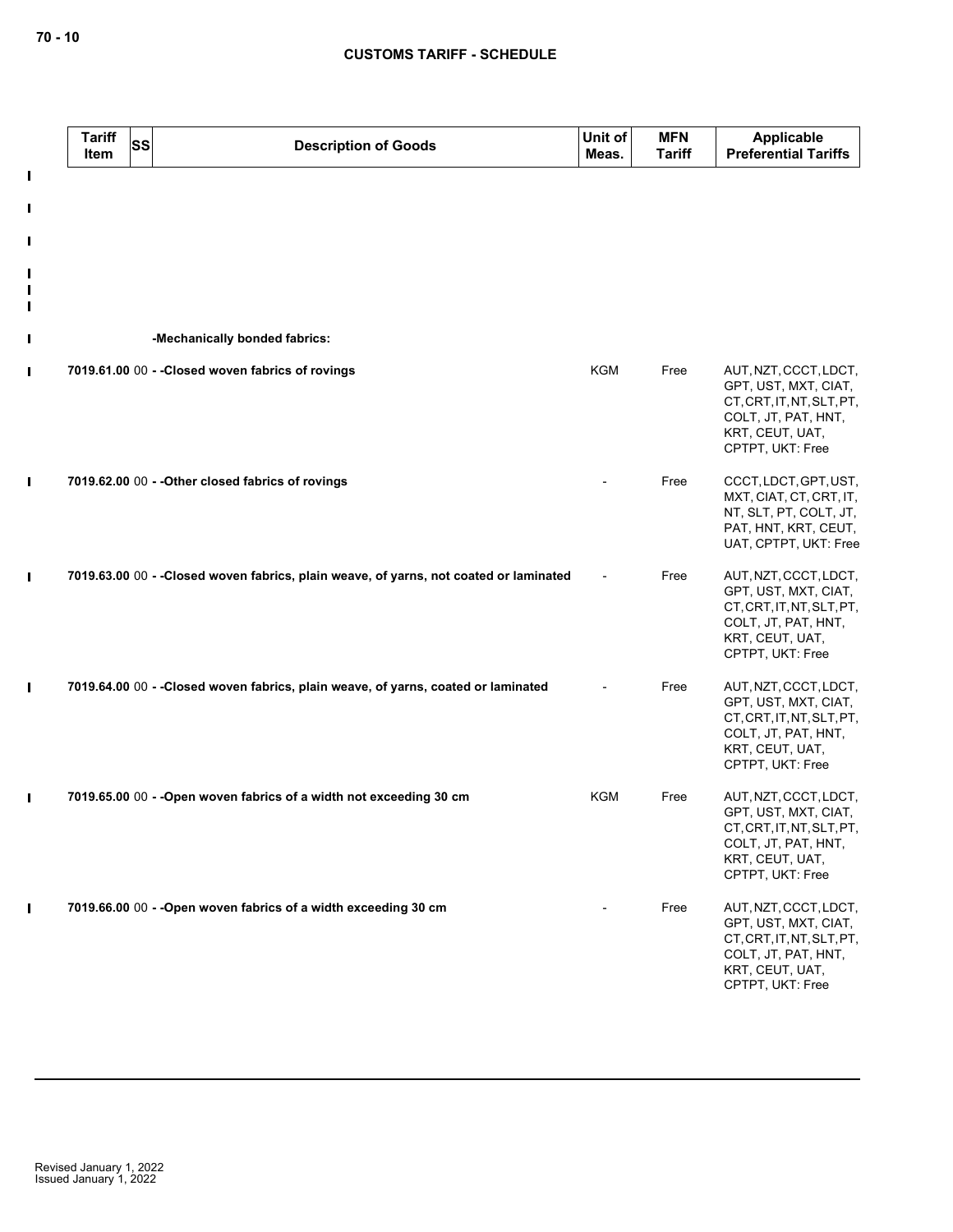| Tariff Item | SS | Description of Goods | Unit of Meas. | MFN Tariff | Applicable Preferential Tariffs |
|---|---|---|---|---|---|
| | | **-Mechanically bonded fabrics:** | | | |
| **7019.61.00** | 00 | **- -Closed woven fabrics of rovings** | KGM | Free | AUT, NZT, CCCT, LDCT, GPT, UST, MXT, CIAT, CT, CRT, IT, NT, SLT, PT, COLT, JT, PAT, HNT, KRT, CEUT, UAT, CPTPT, UKT: Free |
| **7019.62.00** | 00 | **- -Other closed fabrics of rovings** | - | Free | CCCT, LDCT, GPT, UST, MXT, CIAT, CT, CRT, IT, NT, SLT, PT, COLT, JT, PAT, HNT, KRT, CEUT, UAT, CPTPT, UKT: Free |
| **7019.63.00** | 00 | **- -Closed woven fabrics, plain weave, of yarns, not coated or laminated** | - | Free | AUT, NZT, CCCT, LDCT, GPT, UST, MXT, CIAT, CT, CRT, IT, NT, SLT, PT, COLT, JT, PAT, HNT, KRT, CEUT, UAT, CPTPT, UKT: Free |
| **7019.64.00** | 00 | **- -Closed woven fabrics, plain weave, of yarns, coated or laminated** | - | Free | AUT, NZT, CCCT, LDCT, GPT, UST, MXT, CIAT, CT, CRT, IT, NT, SLT, PT, COLT, JT, PAT, HNT, KRT, CEUT, UAT, CPTPT, UKT: Free |
| **7019.65.00** | 00 | **- -Open woven fabrics of a width not exceeding 30 cm** | KGM | Free | AUT, NZT, CCCT, LDCT, GPT, UST, MXT, CIAT, CT, CRT, IT, NT, SLT, PT, COLT, JT, PAT, HNT, KRT, CEUT, UAT, CPTPT, UKT: Free |
| **7019.66.00** | 00 | **- -Open woven fabrics of a width exceeding 30 cm** | - | Free | AUT, NZT, CCCT, LDCT, GPT, UST, MXT, CIAT, CT, CRT, IT, NT, SLT, PT, COLT, JT, PAT, HNT, KRT, CEUT, UAT, CPTPT, UKT: Free |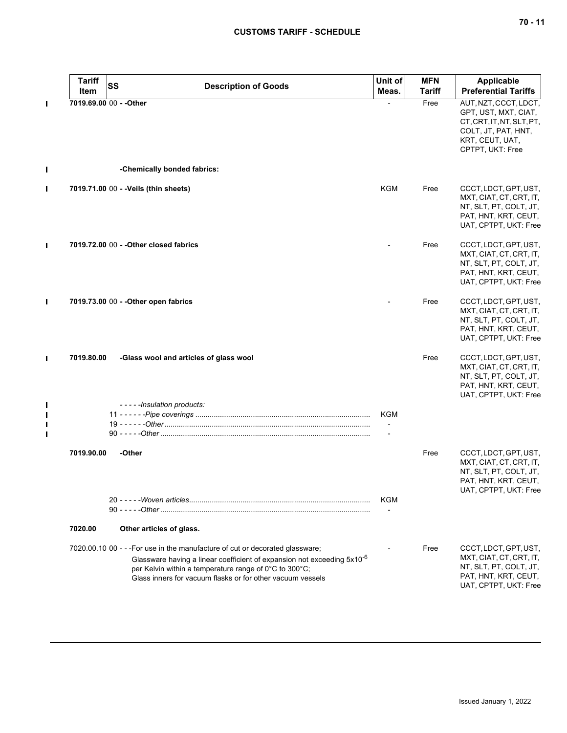| Tariff Item | SS | Description of Goods | Unit of Meas. | MFN Tariff | Applicable Preferential Tariffs |
|---|---|---|---|---|---|
| 7019.69.00 | 00 | - -Other | - | Free | AUT, NZT, CCCT, LDCT, GPT, UST, MXT, CIAT, CT, CRT, IT, NT, SLT, PT, COLT, JT, PAT, HNT, KRT, CEUT, UAT, CPTPT, UKT: Free |
| | | -Chemically bonded fabrics: | | | |
| 7019.71.00 | 00 | - -Veils (thin sheets) | KGM | Free | CCCT, LDCT, GPT, UST, MXT, CIAT, CT, CRT, IT, NT, SLT, PT, COLT, JT, PAT, HNT, KRT, CEUT, UAT, CPTPT, UKT: Free |
| 7019.72.00 | 00 | - -Other closed fabrics | - | Free | CCCT, LDCT, GPT, UST, MXT, CIAT, CT, CRT, IT, NT, SLT, PT, COLT, JT, PAT, HNT, KRT, CEUT, UAT, CPTPT, UKT: Free |
| 7019.73.00 | 00 | - -Other open fabrics | - | Free | CCCT, LDCT, GPT, UST, MXT, CIAT, CT, CRT, IT, NT, SLT, PT, COLT, JT, PAT, HNT, KRT, CEUT, UAT, CPTPT, UKT: Free |
| 7019.80.00 | | -Glass wool and articles of glass wool | | Free | CCCT, LDCT, GPT, UST, MXT, CIAT, CT, CRT, IT, NT, SLT, PT, COLT, JT, PAT, HNT, KRT, CEUT, UAT, CPTPT, UKT: Free |
| | | - - - - -*Insulation products:* | | | |
| | | 11 - - - - - -*Pipe coverings* | KGM | | |
| | | 19 - - - - - -*Other* | - | | |
| | | 90 - - - - -*Other* | - | | |
| 7019.90.00 | | -Other | | Free | CCCT, LDCT, GPT, UST, MXT, CIAT, CT, CRT, IT, NT, SLT, PT, COLT, JT, PAT, HNT, KRT, CEUT, UAT, CPTPT, UKT: Free |
| | | 20 - - - - -*Woven articles* | KGM | | |
| | | 90 - - - - -*Other* | - | | |
| 7020.00 | | Other articles of glass. | | | |
| 7020.00.10 | 00 | - - -For use in the manufacture of cut or decorated glassware;<br>Glassware having a linear coefficient of expansion not exceeding $5x10^{-6}$ per Kelvin within a temperature range of 0°C to 300°C;<br>Glass inners for vacuum flasks or for other vacuum vessels | - | Free | CCCT, LDCT, GPT, UST, MXT, CIAT, CT, CRT, IT, NT, SLT, PT, COLT, JT, PAT, HNT, KRT, CEUT, UAT, CPTPT, UKT: Free |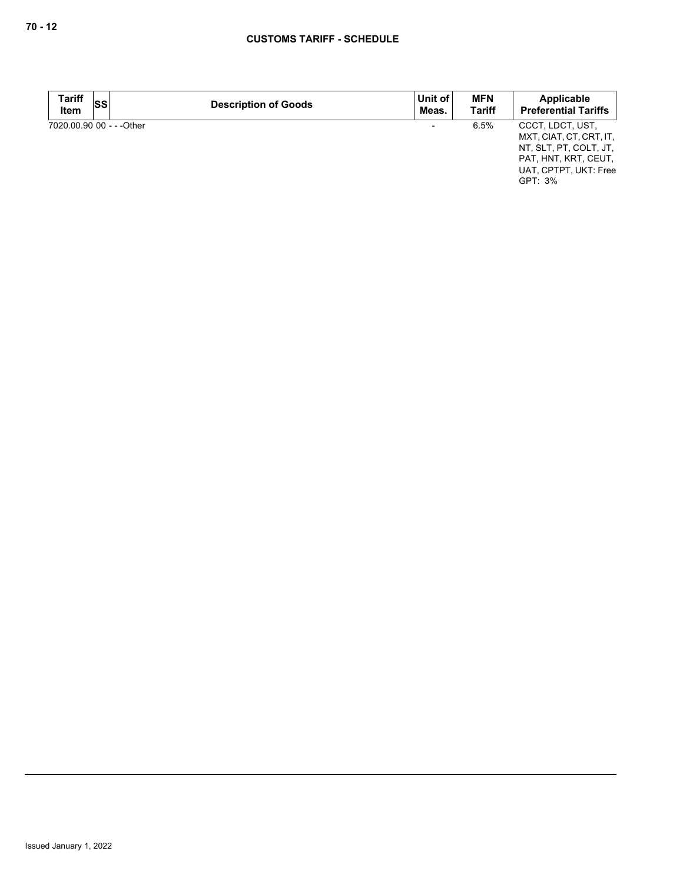| Tariff Item | SS | Description of Goods | Unit of Meas. | MFN Tariff | Applicable Preferential Tariffs |
|---|---|---|---|---|---|
| 7020.00.90 | 00 | - - -Other | - | 6.5% | CCCT, LDCT, UST, MXT, CIAT, CT, CRT, IT, NT, SLT, PT, COLT, JT, PAT, HNT, KRT, CEUT, UAT, CPTPT, UKT: Free<br>GPT: 3% |